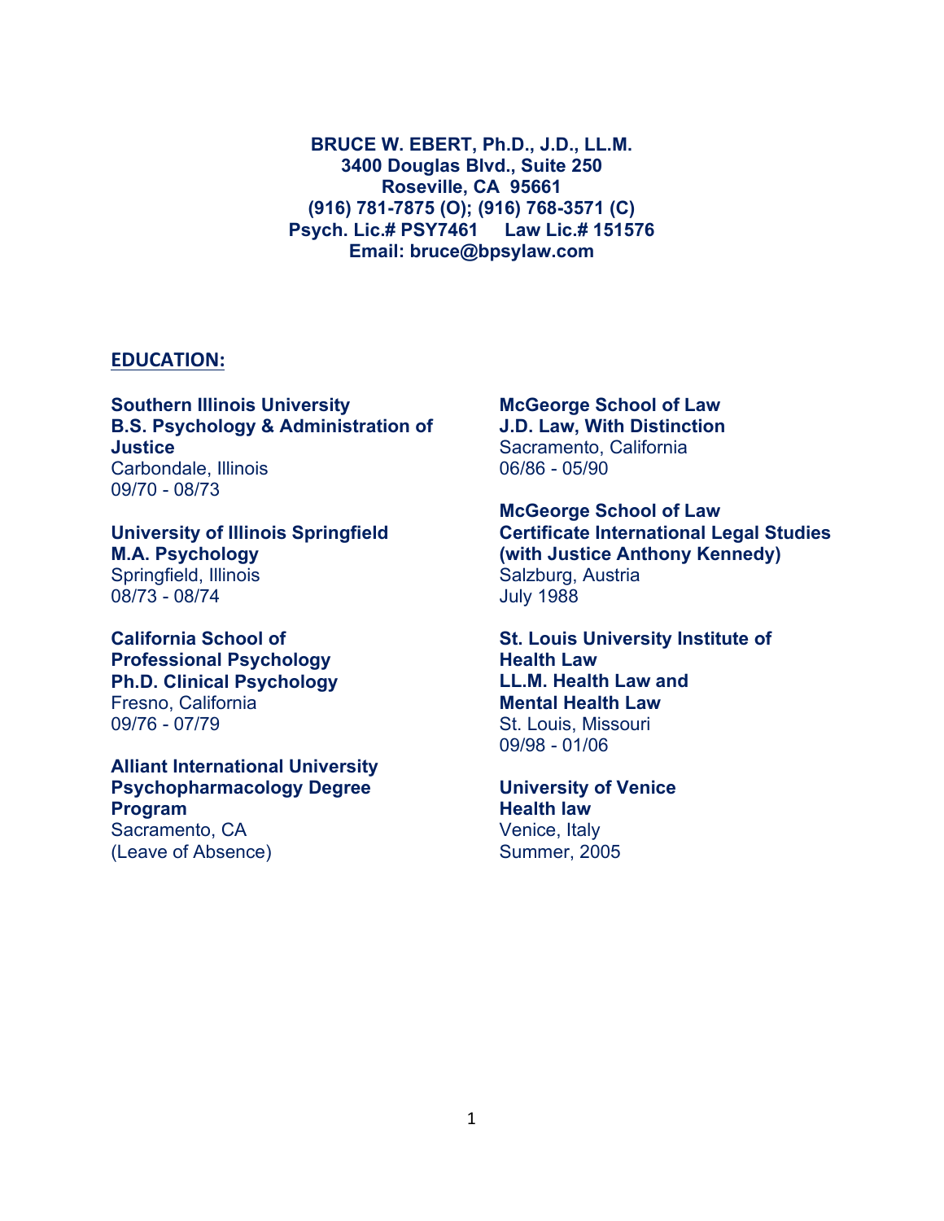**BRUCE W. EBERT, Ph.D., J.D., LL.M.**
**3400 Douglas Blvd., Suite 250**
**Roseville, CA 95661**
**(916) 781-7875 (O); (916) 768-3571 (C)**
**Psych. Lic.# PSY7461 Law Lic.# 151576**
**Email: bruce@bpsylaw.com**

## EDUCATION:

**Southern Illinois University**
**B.S. Psychology & Administration of Justice**
Carbondale, Illinois
09/70 - 08/73

**University of Illinois Springfield**
**M.A. Psychology**
Springfield, Illinois
08/73 - 08/74

**California School of Professional Psychology**
**Ph.D. Clinical Psychology**
Fresno, California
09/76 - 07/79

**Alliant International University**
**Psychopharmacology Degree Program**
Sacramento, CA
(Leave of Absence)

**McGeorge School of Law**
**J.D. Law, With Distinction**
Sacramento, California
06/86 - 05/90

**McGeorge School of Law**
**Certificate International Legal Studies (with Justice Anthony Kennedy)**
Salzburg, Austria
July 1988

**St. Louis University Institute of Health Law**
**LL.M. Health Law and Mental Health Law**
St. Louis, Missouri
09/98 - 01/06

**University of Venice**
**Health law**
Venice, Italy
Summer, 2005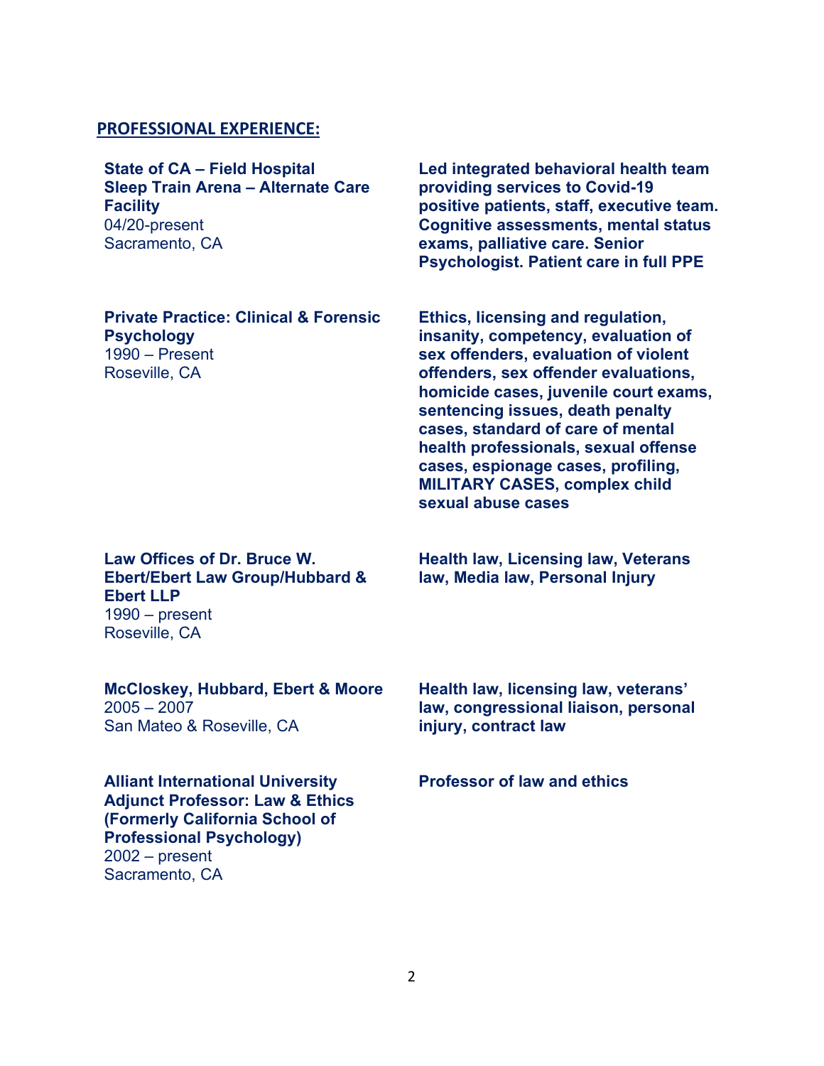## PROFESSIONAL EXPERIENCE:

**State of CA – Field Hospital Sleep Train Arena – Alternate Care Facility**
04/20-present
Sacramento, CA

**Led integrated behavioral health team providing services to Covid-19 positive patients, staff, executive team. Cognitive assessments, mental status exams, palliative care. Senior Psychologist. Patient care in full PPE**

**Private Practice: Clinical & Forensic Psychology**
1990 – Present
Roseville, CA

**Ethics, licensing and regulation, insanity, competency, evaluation of sex offenders, evaluation of violent offenders, sex offender evaluations, homicide cases, juvenile court exams, sentencing issues, death penalty cases, standard of care of mental health professionals, sexual offense cases, espionage cases, profiling, MILITARY CASES, complex child sexual abuse cases**

**Law Offices of Dr. Bruce W. Ebert/Ebert Law Group/Hubbard & Ebert LLP**
1990 – present
Roseville, CA

**Health law, Licensing law, Veterans law, Media law, Personal Injury**

**McCloskey, Hubbard, Ebert & Moore**
2005 – 2007
San Mateo & Roseville, CA

**Health law, licensing law, veterans' law, congressional liaison, personal injury, contract law**

**Alliant International University Adjunct Professor: Law & Ethics (Formerly California School of Professional Psychology)**
2002 – present
Sacramento, CA

**Professor of law and ethics**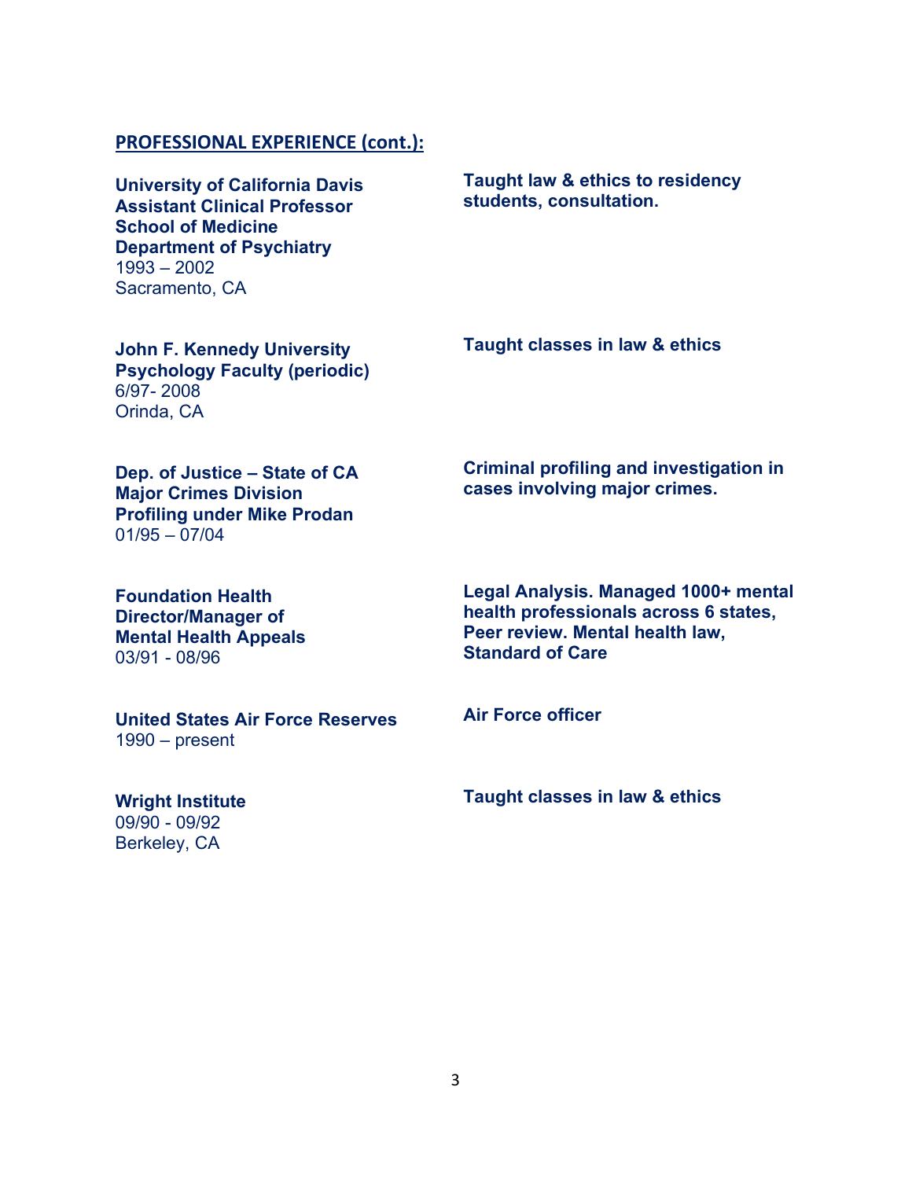## PROFESSIONAL EXPERIENCE (cont.):

**University of California Davis**
**Assistant Clinical Professor**
**School of Medicine**
**Department of Psychiatry**
1993 – 2002
Sacramento, CA

**Taught law & ethics to residency students, consultation.**

**John F. Kennedy University**
**Psychology Faculty (periodic)**
6/97- 2008
Orinda, CA

**Taught classes in law & ethics**

**Dep. of Justice – State of CA**
**Major Crimes Division**
**Profiling under Mike Prodan**
01/95 – 07/04

**Criminal profiling and investigation in cases involving major crimes.**

**Foundation Health**
**Director/Manager of**
**Mental Health Appeals**
03/91 - 08/96

**Legal Analysis. Managed 1000+ mental health professionals across 6 states, Peer review. Mental health law, Standard of Care**

**United States Air Force Reserves**
1990 – present

**Air Force officer**

**Wright Institute**
09/90 - 09/92
Berkeley, CA

**Taught classes in law & ethics**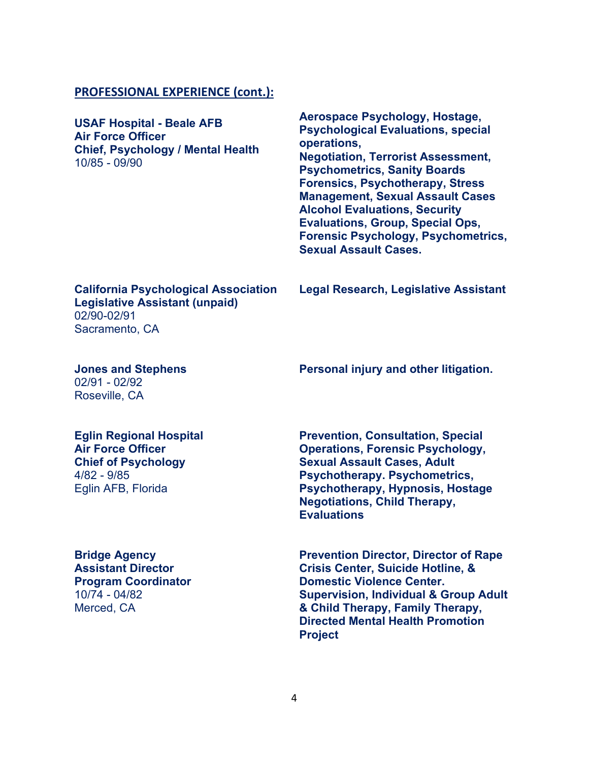## PROFESSIONAL EXPERIENCE (cont.):

**USAF Hospital - Beale AFB**
**Air Force Officer**
**Chief, Psychology / Mental Health**
10/85 - 09/90

**Aerospace Psychology, Hostage, Psychological Evaluations, special operations, Negotiation, Terrorist Assessment, Psychometrics, Sanity Boards Forensics, Psychotherapy, Stress Management, Sexual Assault Cases Alcohol Evaluations, Security Evaluations, Group, Special Ops, Forensic Psychology, Psychometrics, Sexual Assault Cases.**

**California Psychological Association**
**Legislative Assistant (unpaid)**
02/90-02/91
Sacramento, CA

**Legal Research, Legislative Assistant**

**Jones and Stephens**
02/91 - 02/92
Roseville, CA

**Personal injury and other litigation.**

**Eglin Regional Hospital**
**Air Force Officer**
**Chief of Psychology**
4/82 - 9/85
Eglin AFB, Florida

**Prevention, Consultation, Special Operations, Forensic Psychology, Sexual Assault Cases, Adult Psychotherapy. Psychometrics, Psychotherapy, Hypnosis, Hostage Negotiations, Child Therapy, Evaluations**

**Bridge Agency**
**Assistant Director**
**Program Coordinator**
10/74 - 04/82
Merced, CA

**Prevention Director, Director of Rape Crisis Center, Suicide Hotline, & Domestic Violence Center. Supervision, Individual & Group Adult & Child Therapy, Family Therapy, Directed Mental Health Promotion Project**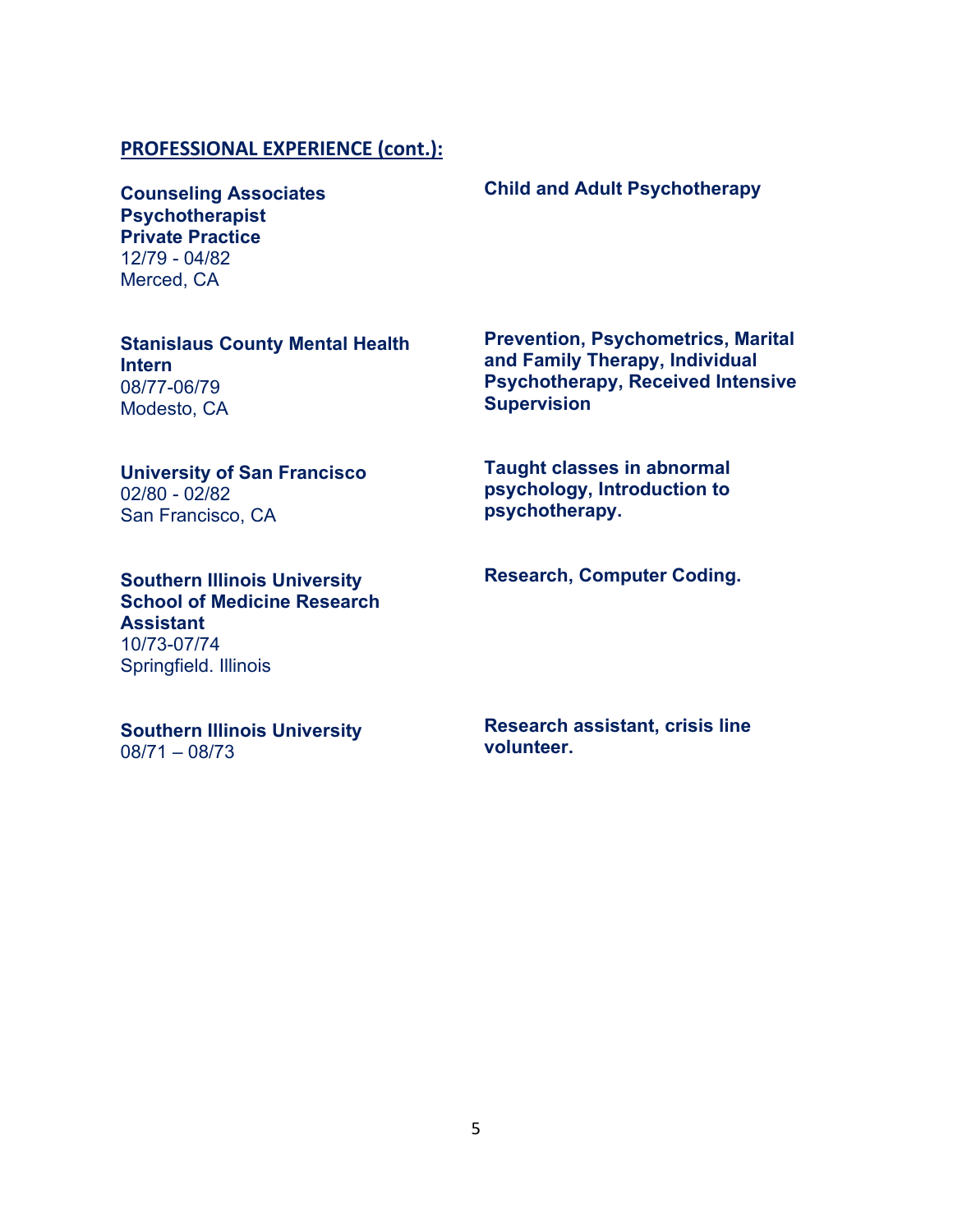## PROFESSIONAL EXPERIENCE (cont.):

**Counseling Associates**
**Psychotherapist**
**Private Practice**
12/79 - 04/82
Merced, CA

**Child and Adult Psychotherapy**

**Stanislaus County Mental Health**
**Intern**
08/77-06/79
Modesto, CA

**Prevention, Psychometrics, Marital and Family Therapy, Individual Psychotherapy, Received Intensive Supervision**

**University of San Francisco**
02/80 - 02/82
San Francisco, CA

**Taught classes in abnormal psychology, Introduction to psychotherapy.**

**Southern Illinois University School of Medicine Research Assistant**
10/73-07/74
Springfield. Illinois

**Research, Computer Coding.**

**Southern Illinois University**
08/71 – 08/73

**Research assistant, crisis line volunteer.**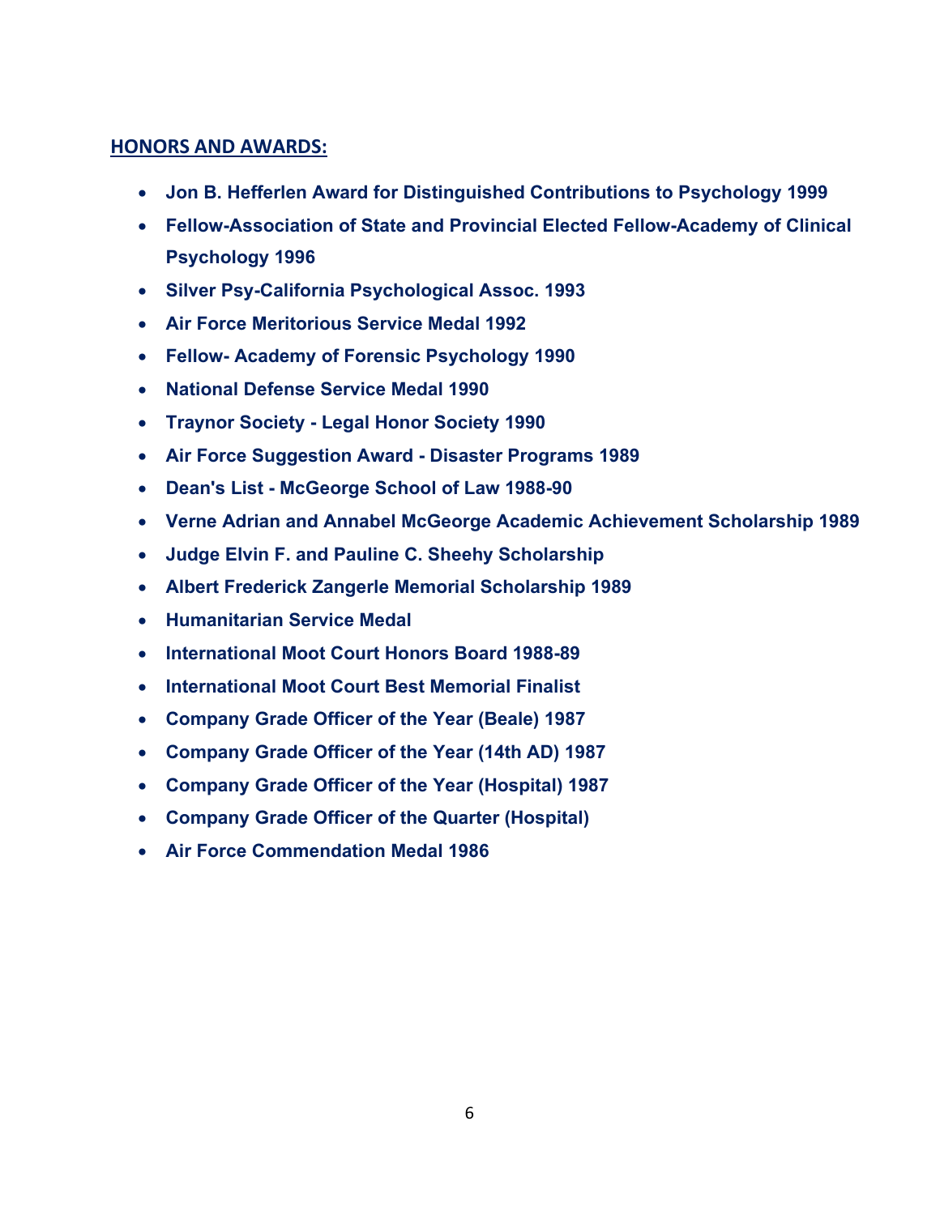## HONORS AND AWARDS:

- **Jon B. Hefferlen Award for Distinguished Contributions to Psychology 1999**
- **Fellow-Association of State and Provincial Elected Fellow-Academy of Clinical Psychology 1996**
- **Silver Psy-California Psychological Assoc. 1993**
- **Air Force Meritorious Service Medal 1992**
- **Fellow- Academy of Forensic Psychology 1990**
- **National Defense Service Medal 1990**
- **Traynor Society - Legal Honor Society 1990**
- **Air Force Suggestion Award - Disaster Programs 1989**
- **Dean's List - McGeorge School of Law 1988-90**
- **Verne Adrian and Annabel McGeorge Academic Achievement Scholarship 1989**
- **Judge Elvin F. and Pauline C. Sheehy Scholarship**
- **Albert Frederick Zangerle Memorial Scholarship 1989**
- **Humanitarian Service Medal**
- **International Moot Court Honors Board 1988-89**
- **International Moot Court Best Memorial Finalist**
- **Company Grade Officer of the Year (Beale) 1987**
- **Company Grade Officer of the Year (14th AD) 1987**
- **Company Grade Officer of the Year (Hospital) 1987**
- **Company Grade Officer of the Quarter (Hospital)**
- **Air Force Commendation Medal 1986**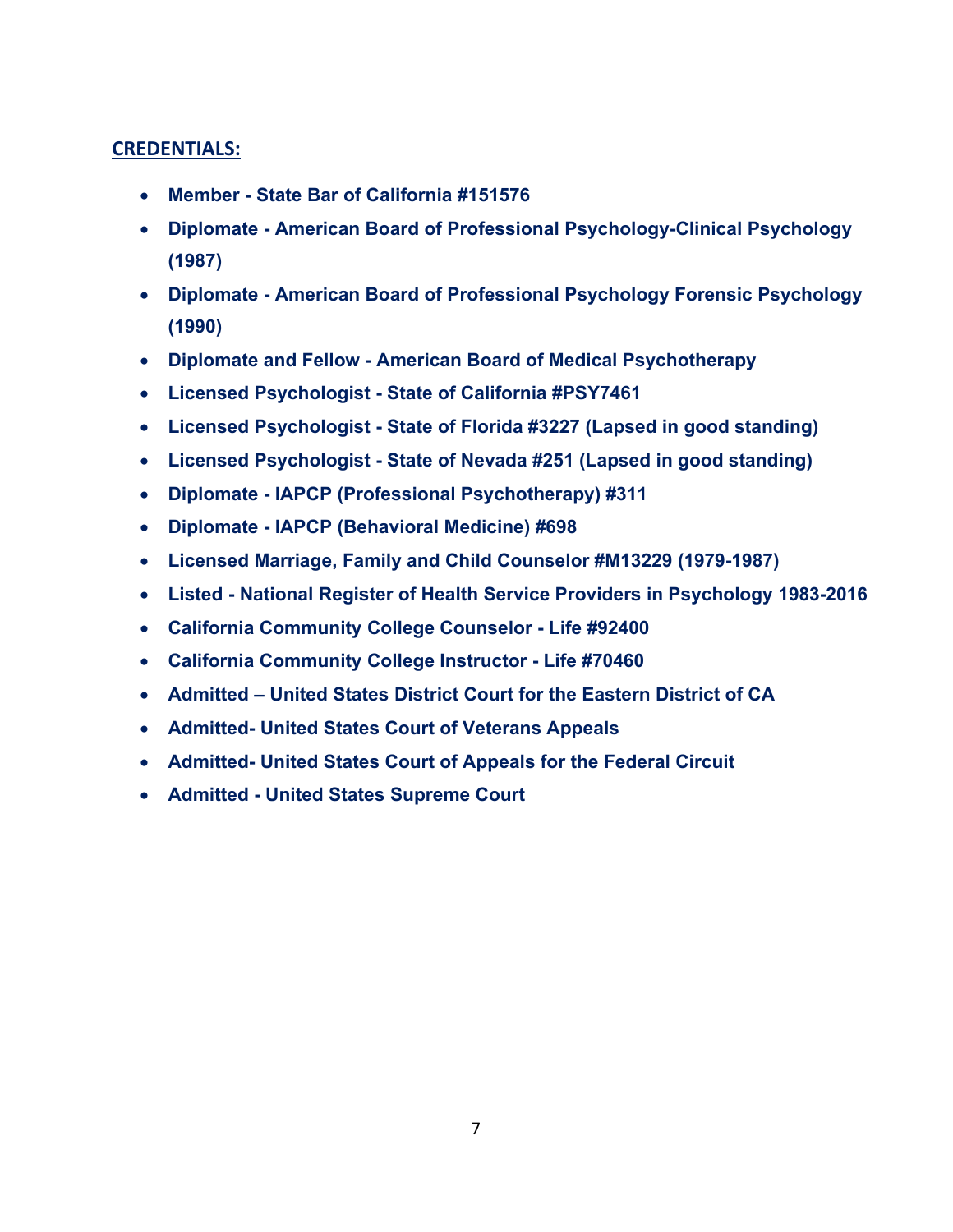## CREDENTIALS:

- **Member - State Bar of California #151576**
- **Diplomate - American Board of Professional Psychology-Clinical Psychology (1987)**
- **Diplomate - American Board of Professional Psychology Forensic Psychology (1990)**
- **Diplomate and Fellow - American Board of Medical Psychotherapy**
- **Licensed Psychologist - State of California #PSY7461**
- **Licensed Psychologist - State of Florida #3227 (Lapsed in good standing)**
- **Licensed Psychologist - State of Nevada #251 (Lapsed in good standing)**
- **Diplomate - IAPCP (Professional Psychotherapy) #311**
- **Diplomate - IAPCP (Behavioral Medicine) #698**
- **Licensed Marriage, Family and Child Counselor #M13229 (1979-1987)**
- **Listed - National Register of Health Service Providers in Psychology 1983-2016**
- **California Community College Counselor - Life #92400**
- **California Community College Instructor - Life #70460**
- **Admitted – United States District Court for the Eastern District of CA**
- **Admitted- United States Court of Veterans Appeals**
- **Admitted- United States Court of Appeals for the Federal Circuit**
- **Admitted - United States Supreme Court**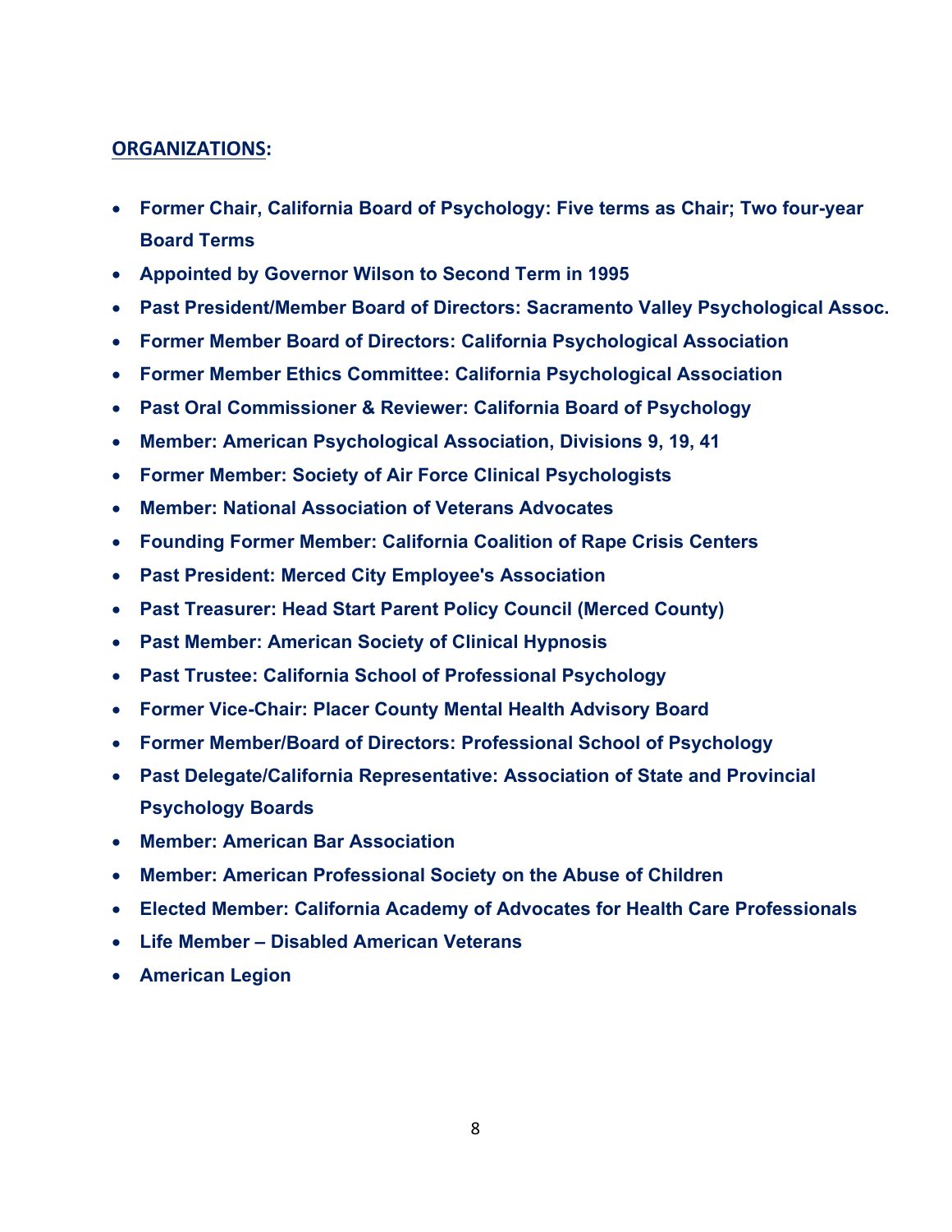## ORGANIZATIONS:

- **Former Chair, California Board of Psychology: Five terms as Chair; Two four-year Board Terms**
- **Appointed by Governor Wilson to Second Term in 1995**
- **Past President/Member Board of Directors: Sacramento Valley Psychological Assoc.**
- **Former Member Board of Directors: California Psychological Association**
- **Former Member Ethics Committee: California Psychological Association**
- **Past Oral Commissioner & Reviewer: California Board of Psychology**
- **Member: American Psychological Association, Divisions 9, 19, 41**
- **Former Member: Society of Air Force Clinical Psychologists**
- **Member: National Association of Veterans Advocates**
- **Founding Former Member: California Coalition of Rape Crisis Centers**
- **Past President: Merced City Employee's Association**
- **Past Treasurer: Head Start Parent Policy Council (Merced County)**
- **Past Member: American Society of Clinical Hypnosis**
- **Past Trustee: California School of Professional Psychology**
- **Former Vice-Chair: Placer County Mental Health Advisory Board**
- **Former Member/Board of Directors: Professional School of Psychology**
- **Past Delegate/California Representative: Association of State and Provincial Psychology Boards**
- **Member: American Bar Association**
- **Member: American Professional Society on the Abuse of Children**
- **Elected Member: California Academy of Advocates for Health Care Professionals**
- **Life Member – Disabled American Veterans**
- **American Legion**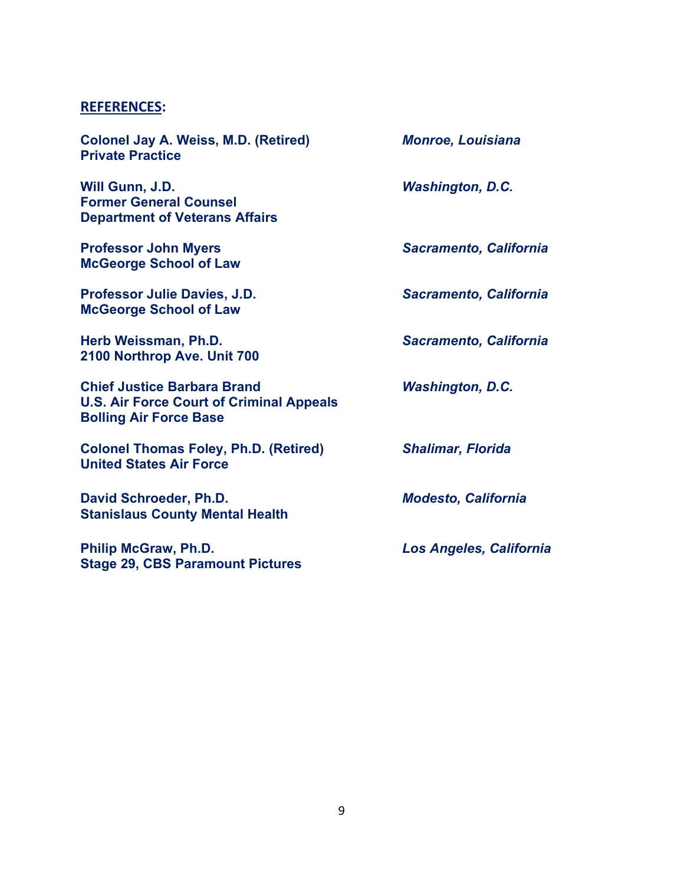**REFERENCES:**

**Colonel Jay A. Weiss, M.D. (Retired)** — ***Monroe, Louisiana***
**Private Practice**

**Will Gunn, J.D.** — ***Washington, D.C.***
**Former General Counsel**
**Department of Veterans Affairs**

**Professor John Myers** — ***Sacramento, California***
**McGeorge School of Law**

**Professor Julie Davies, J.D.** — ***Sacramento, California***
**McGeorge School of Law**

**Herb Weissman, Ph.D.** — ***Sacramento, California***
**2100 Northrop Ave. Unit 700**

**Chief Justice Barbara Brand** — ***Washington, D.C.***
**U.S. Air Force Court of Criminal Appeals**
**Bolling Air Force Base**

**Colonel Thomas Foley, Ph.D. (Retired)** — ***Shalimar, Florida***
**United States Air Force**

**David Schroeder, Ph.D.** — ***Modesto, California***
**Stanislaus County Mental Health**

**Philip McGraw, Ph.D.** — ***Los Angeles, California***
**Stage 29, CBS Paramount Pictures**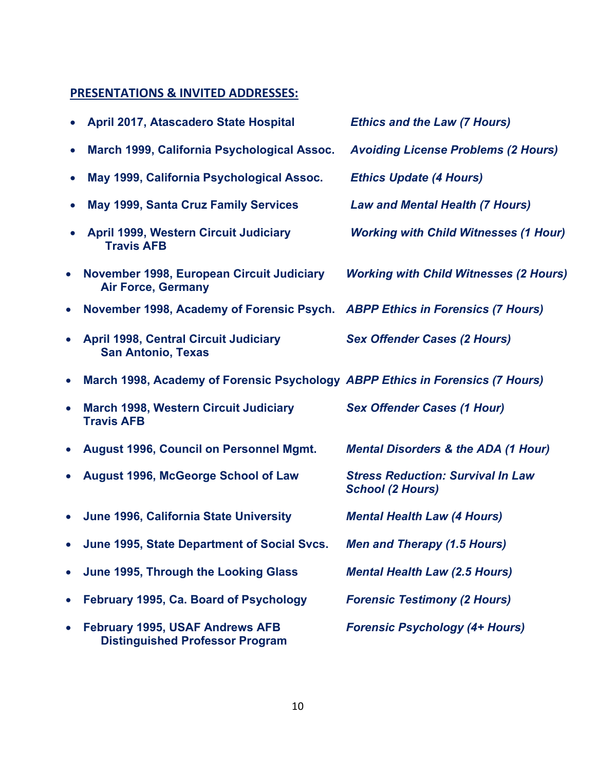## PRESENTATIONS & INVITED ADDRESSES:

- **April 2017, Atascadero State Hospital** — ***Ethics and the Law (7 Hours)***
- **March 1999, California Psychological Assoc.** — ***Avoiding License Problems (2 Hours)***
- **May 1999, California Psychological Assoc.** — ***Ethics Update (4 Hours)***
- **May 1999, Santa Cruz Family Services** — ***Law and Mental Health (7 Hours)***
- **April 1999, Western Circuit Judiciary Travis AFB** — ***Working with Child Witnesses (1 Hour)***
- **November 1998, European Circuit Judiciary Air Force, Germany** — ***Working with Child Witnesses (2 Hours)***
- **November 1998, Academy of Forensic Psych.** — ***ABPP Ethics in Forensics (7 Hours)***
- **April 1998, Central Circuit Judiciary San Antonio, Texas** — ***Sex Offender Cases (2 Hours)***
- **March 1998, Academy of Forensic Psychology** — ***ABPP Ethics in Forensics (7 Hours)***
- **March 1998, Western Circuit Judiciary Travis AFB** — ***Sex Offender Cases (1 Hour)***
- **August 1996, Council on Personnel Mgmt.** — ***Mental Disorders & the ADA (1 Hour)***
- **August 1996, McGeorge School of Law** — ***Stress Reduction: Survival In Law School (2 Hours)***
- **June 1996, California State University** — ***Mental Health Law (4 Hours)***
- **June 1995, State Department of Social Svcs.** — ***Men and Therapy (1.5 Hours)***
- **June 1995, Through the Looking Glass** — ***Mental Health Law (2.5 Hours)***
- **February 1995, Ca. Board of Psychology** — ***Forensic Testimony (2 Hours)***
- **February 1995, USAF Andrews AFB Distinguished Professor Program** — ***Forensic Psychology (4+ Hours)***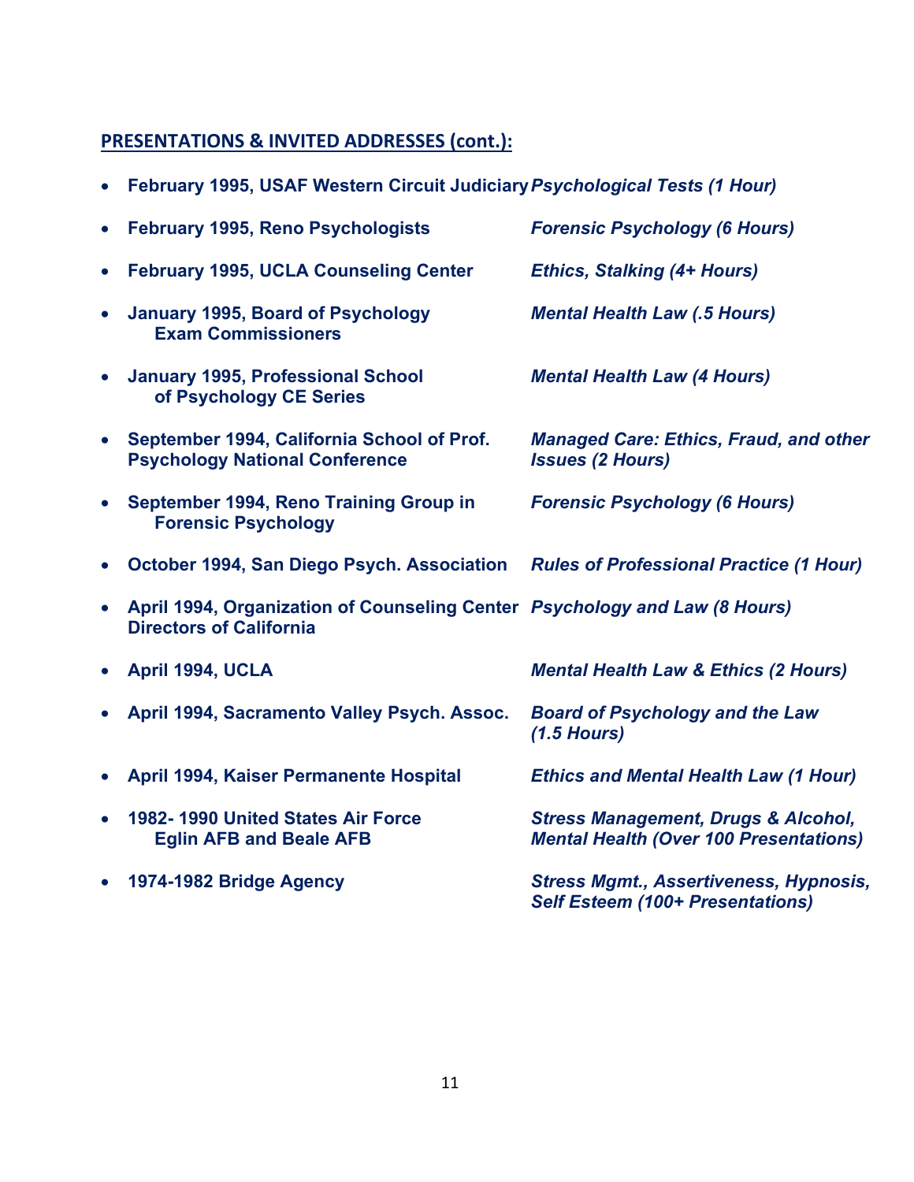## PRESENTATIONS & INVITED ADDRESSES (cont.):

- **February 1995, USAF Western Circuit Judiciary** ***Psychological Tests (1 Hour)***
- **February 1995, Reno Psychologists** ***Forensic Psychology (6 Hours)***
- **February 1995, UCLA Counseling Center** ***Ethics, Stalking (4+ Hours)***
- **January 1995, Board of Psychology Exam Commissioners** ***Mental Health Law (.5 Hours)***
- **January 1995, Professional School of Psychology CE Series** ***Mental Health Law (4 Hours)***
- **September 1994, California School of Prof. Psychology National Conference** ***Managed Care: Ethics, Fraud, and other Issues (2 Hours)***
- **September 1994, Reno Training Group in Forensic Psychology** ***Forensic Psychology (6 Hours)***
- **October 1994, San Diego Psych. Association** ***Rules of Professional Practice (1 Hour)***
- **April 1994, Organization of Counseling Center Directors of California** ***Psychology and Law (8 Hours)***
- **April 1994, UCLA** ***Mental Health Law & Ethics (2 Hours)***
- **April 1994, Sacramento Valley Psych. Assoc.** ***Board of Psychology and the Law (1.5 Hours)***
- **April 1994, Kaiser Permanente Hospital** ***Ethics and Mental Health Law (1 Hour)***
- **1982- 1990 United States Air Force Eglin AFB and Beale AFB** ***Stress Management, Drugs & Alcohol, Mental Health (Over 100 Presentations)***
- **1974-1982 Bridge Agency** ***Stress Mgmt., Assertiveness, Hypnosis, Self Esteem (100+ Presentations)***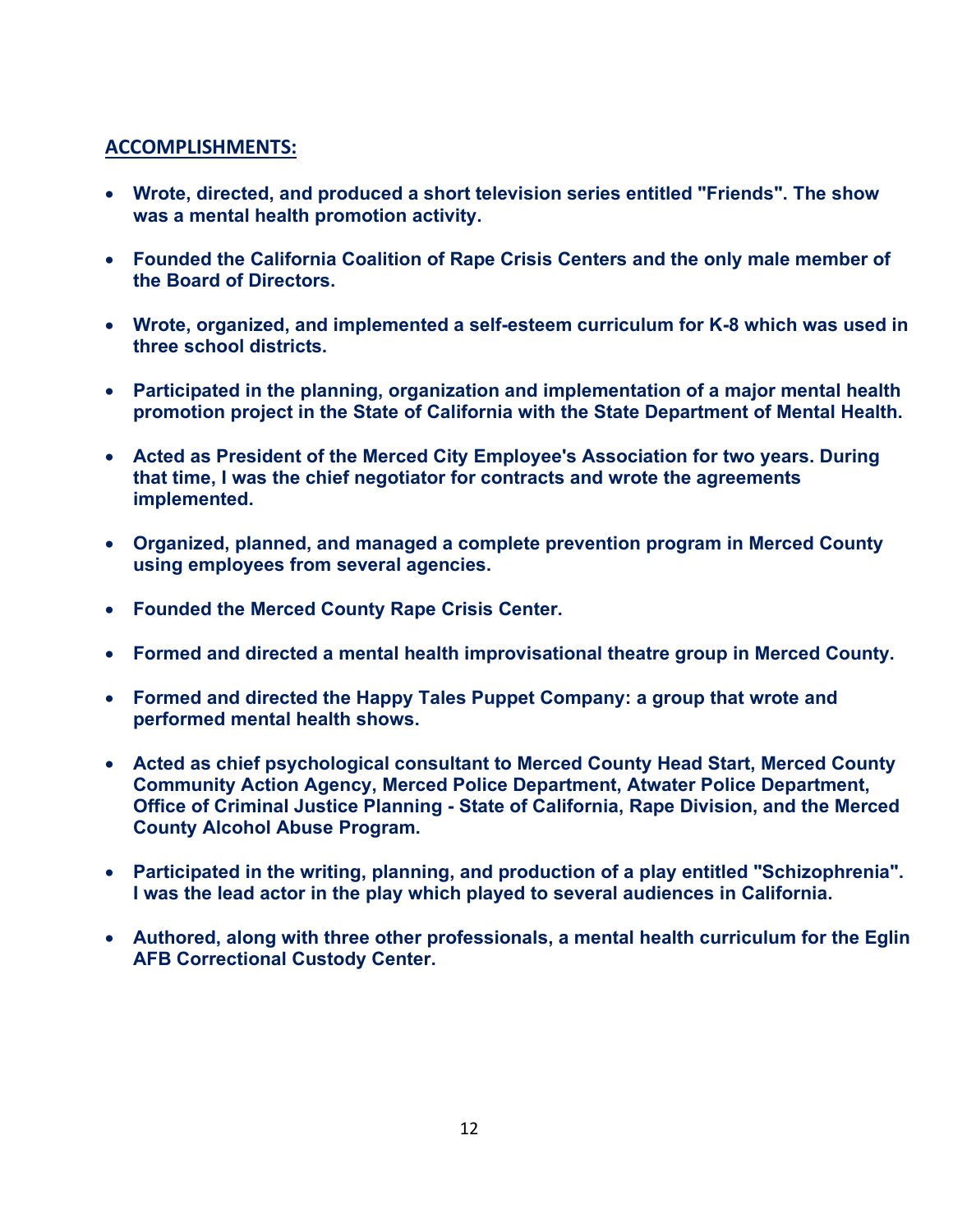## ACCOMPLISHMENTS:

- **Wrote, directed, and produced a short television series entitled "Friends". The show was a mental health promotion activity.**
- **Founded the California Coalition of Rape Crisis Centers and the only male member of the Board of Directors.**
- **Wrote, organized, and implemented a self-esteem curriculum for K-8 which was used in three school districts.**
- **Participated in the planning, organization and implementation of a major mental health promotion project in the State of California with the State Department of Mental Health.**
- **Acted as President of the Merced City Employee's Association for two years. During that time, I was the chief negotiator for contracts and wrote the agreements implemented.**
- **Organized, planned, and managed a complete prevention program in Merced County using employees from several agencies.**
- **Founded the Merced County Rape Crisis Center.**
- **Formed and directed a mental health improvisational theatre group in Merced County.**
- **Formed and directed the Happy Tales Puppet Company: a group that wrote and performed mental health shows.**
- **Acted as chief psychological consultant to Merced County Head Start, Merced County Community Action Agency, Merced Police Department, Atwater Police Department, Office of Criminal Justice Planning - State of California, Rape Division, and the Merced County Alcohol Abuse Program.**
- **Participated in the writing, planning, and production of a play entitled "Schizophrenia". I was the lead actor in the play which played to several audiences in California.**
- **Authored, along with three other professionals, a mental health curriculum for the Eglin AFB Correctional Custody Center.**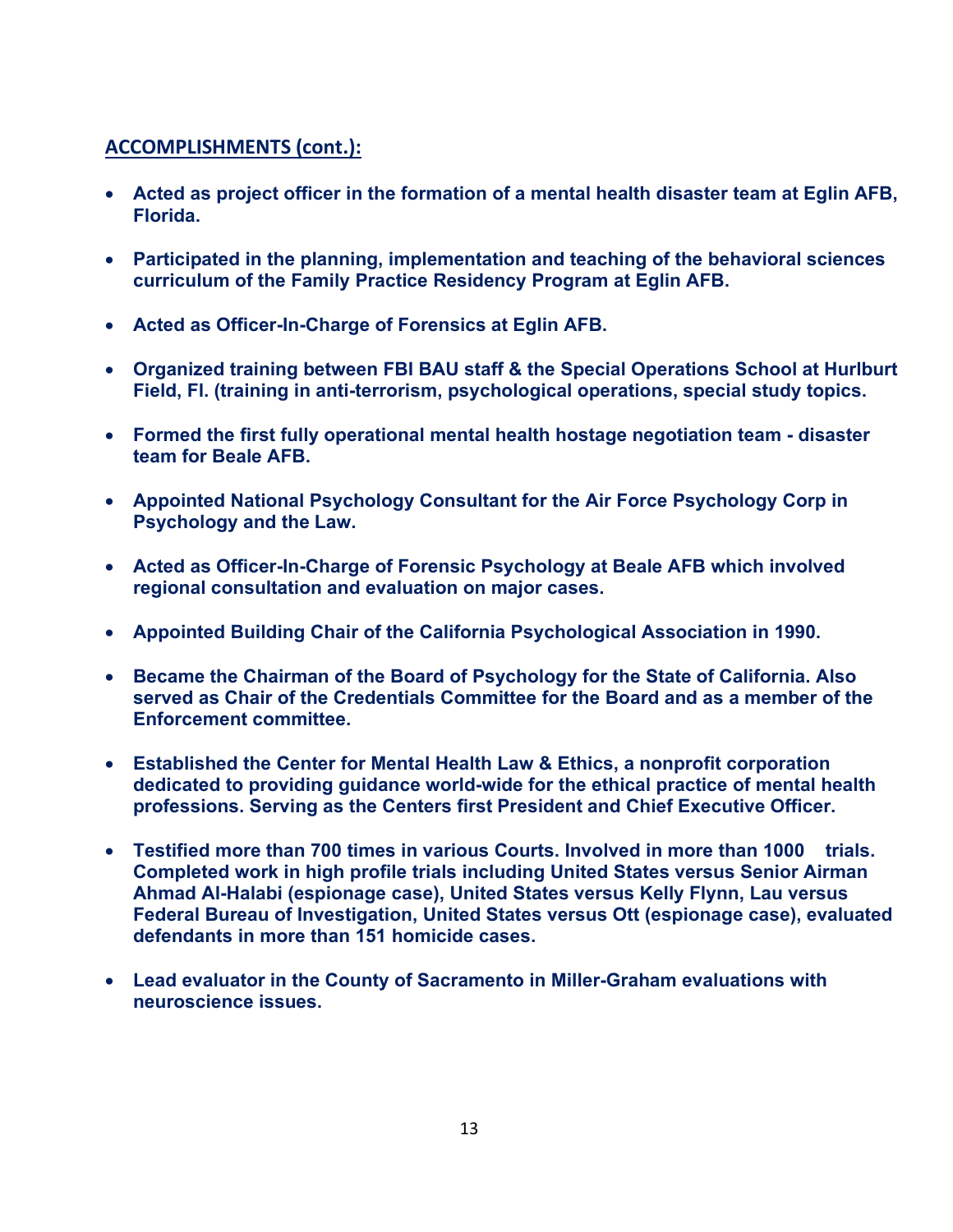## ACCOMPLISHMENTS (cont.):

- **Acted as project officer in the formation of a mental health disaster team at Eglin AFB, Florida.**
- **Participated in the planning, implementation and teaching of the behavioral sciences curriculum of the Family Practice Residency Program at Eglin AFB.**
- **Acted as Officer-In-Charge of Forensics at Eglin AFB.**
- **Organized training between FBI BAU staff & the Special Operations School at Hurlburt Field, Fl. (training in anti-terrorism, psychological operations, special study topics.**
- **Formed the first fully operational mental health hostage negotiation team - disaster team for Beale AFB.**
- **Appointed National Psychology Consultant for the Air Force Psychology Corp in Psychology and the Law.**
- **Acted as Officer-In-Charge of Forensic Psychology at Beale AFB which involved regional consultation and evaluation on major cases.**
- **Appointed Building Chair of the California Psychological Association in 1990.**
- **Became the Chairman of the Board of Psychology for the State of California. Also served as Chair of the Credentials Committee for the Board and as a member of the Enforcement committee.**
- **Established the Center for Mental Health Law & Ethics, a nonprofit corporation dedicated to providing guidance world-wide for the ethical practice of mental health professions. Serving as the Centers first President and Chief Executive Officer.**
- **Testified more than 700 times in various Courts. Involved in more than 1000 trials. Completed work in high profile trials including United States versus Senior Airman Ahmad Al-Halabi (espionage case), United States versus Kelly Flynn, Lau versus Federal Bureau of Investigation, United States versus Ott (espionage case), evaluated defendants in more than 151 homicide cases.**
- **Lead evaluator in the County of Sacramento in Miller-Graham evaluations with neuroscience issues.**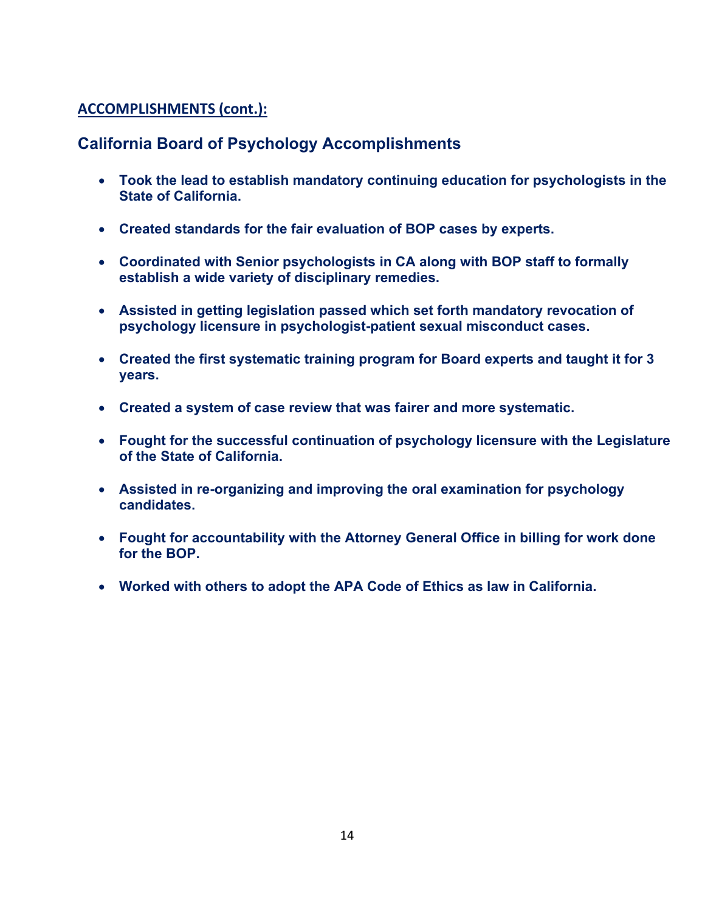**ACCOMPLISHMENTS (cont.):**

## California Board of Psychology Accomplishments

- **Took the lead to establish mandatory continuing education for psychologists in the State of California.**
- **Created standards for the fair evaluation of BOP cases by experts.**
- **Coordinated with Senior psychologists in CA along with BOP staff to formally establish a wide variety of disciplinary remedies.**
- **Assisted in getting legislation passed which set forth mandatory revocation of psychology licensure in psychologist-patient sexual misconduct cases.**
- **Created the first systematic training program for Board experts and taught it for 3 years.**
- **Created a system of case review that was fairer and more systematic.**
- **Fought for the successful continuation of psychology licensure with the Legislature of the State of California.**
- **Assisted in re-organizing and improving the oral examination for psychology candidates.**
- **Fought for accountability with the Attorney General Office in billing for work done for the BOP.**
- **Worked with others to adopt the APA Code of Ethics as law in California.**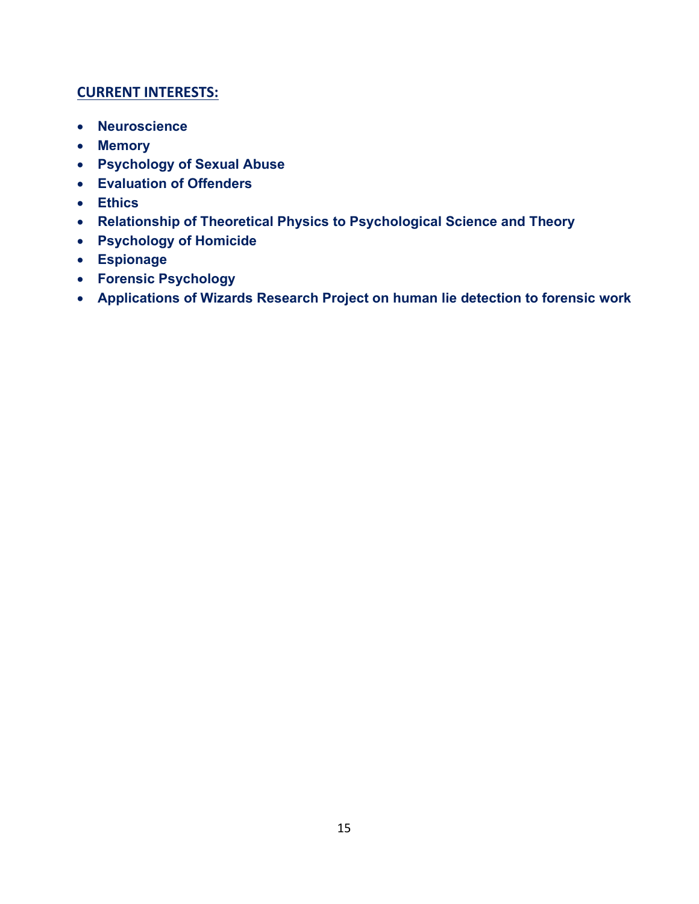## CURRENT INTERESTS:

- **Neuroscience**
- **Memory**
- **Psychology of Sexual Abuse**
- **Evaluation of Offenders**
- **Ethics**
- **Relationship of Theoretical Physics to Psychological Science and Theory**
- **Psychology of Homicide**
- **Espionage**
- **Forensic Psychology**
- **Applications of Wizards Research Project on human lie detection to forensic work**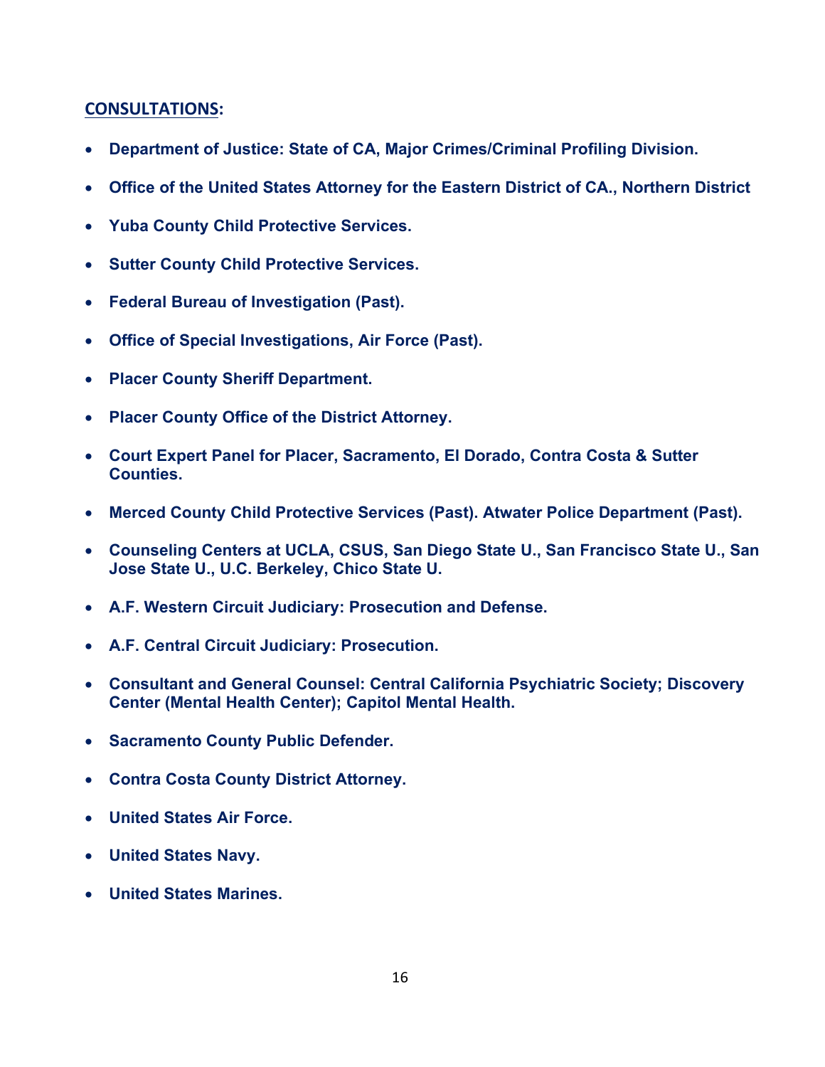**CONSULTATIONS:**

- **Department of Justice: State of CA, Major Crimes/Criminal Profiling Division.**
- **Office of the United States Attorney for the Eastern District of CA., Northern District**
- **Yuba County Child Protective Services.**
- **Sutter County Child Protective Services.**
- **Federal Bureau of Investigation (Past).**
- **Office of Special Investigations, Air Force (Past).**
- **Placer County Sheriff Department.**
- **Placer County Office of the District Attorney.**
- **Court Expert Panel for Placer, Sacramento, El Dorado, Contra Costa & Sutter Counties.**
- **Merced County Child Protective Services (Past). Atwater Police Department (Past).**
- **Counseling Centers at UCLA, CSUS, San Diego State U., San Francisco State U., San Jose State U., U.C. Berkeley, Chico State U.**
- **A.F. Western Circuit Judiciary: Prosecution and Defense.**
- **A.F. Central Circuit Judiciary: Prosecution.**
- **Consultant and General Counsel: Central California Psychiatric Society; Discovery Center (Mental Health Center); Capitol Mental Health.**
- **Sacramento County Public Defender.**
- **Contra Costa County District Attorney.**
- **United States Air Force.**
- **United States Navy.**
- **United States Marines.**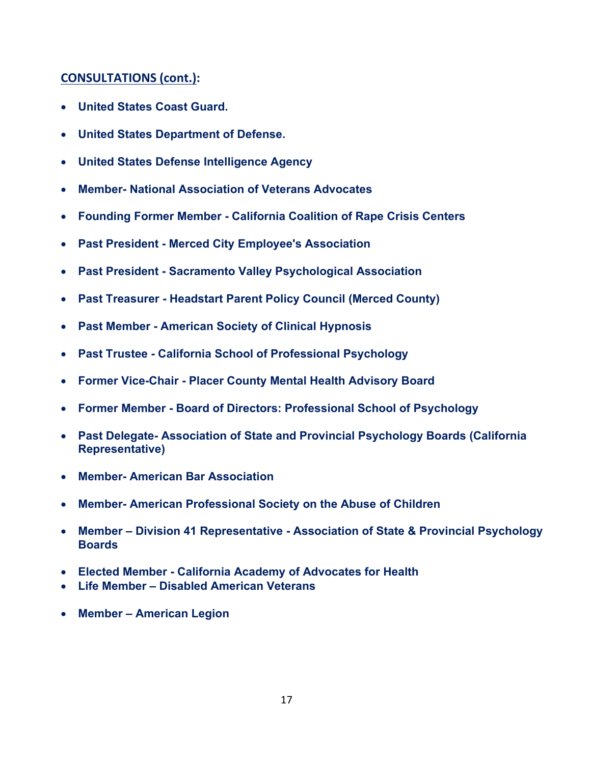## CONSULTATIONS (cont.):

- **United States Coast Guard.**
- **United States Department of Defense.**
- **United States Defense Intelligence Agency**
- **Member- National Association of Veterans Advocates**
- **Founding Former Member - California Coalition of Rape Crisis Centers**
- **Past President - Merced City Employee's Association**
- **Past President - Sacramento Valley Psychological Association**
- **Past Treasurer - Headstart Parent Policy Council (Merced County)**
- **Past Member - American Society of Clinical Hypnosis**
- **Past Trustee - California School of Professional Psychology**
- **Former Vice-Chair - Placer County Mental Health Advisory Board**
- **Former Member - Board of Directors: Professional School of Psychology**
- **Past Delegate- Association of State and Provincial Psychology Boards (California Representative)**
- **Member- American Bar Association**
- **Member- American Professional Society on the Abuse of Children**
- **Member – Division 41 Representative - Association of State & Provincial Psychology Boards**
- **Elected Member - California Academy of Advocates for Health**
- **Life Member – Disabled American Veterans**
- **Member – American Legion**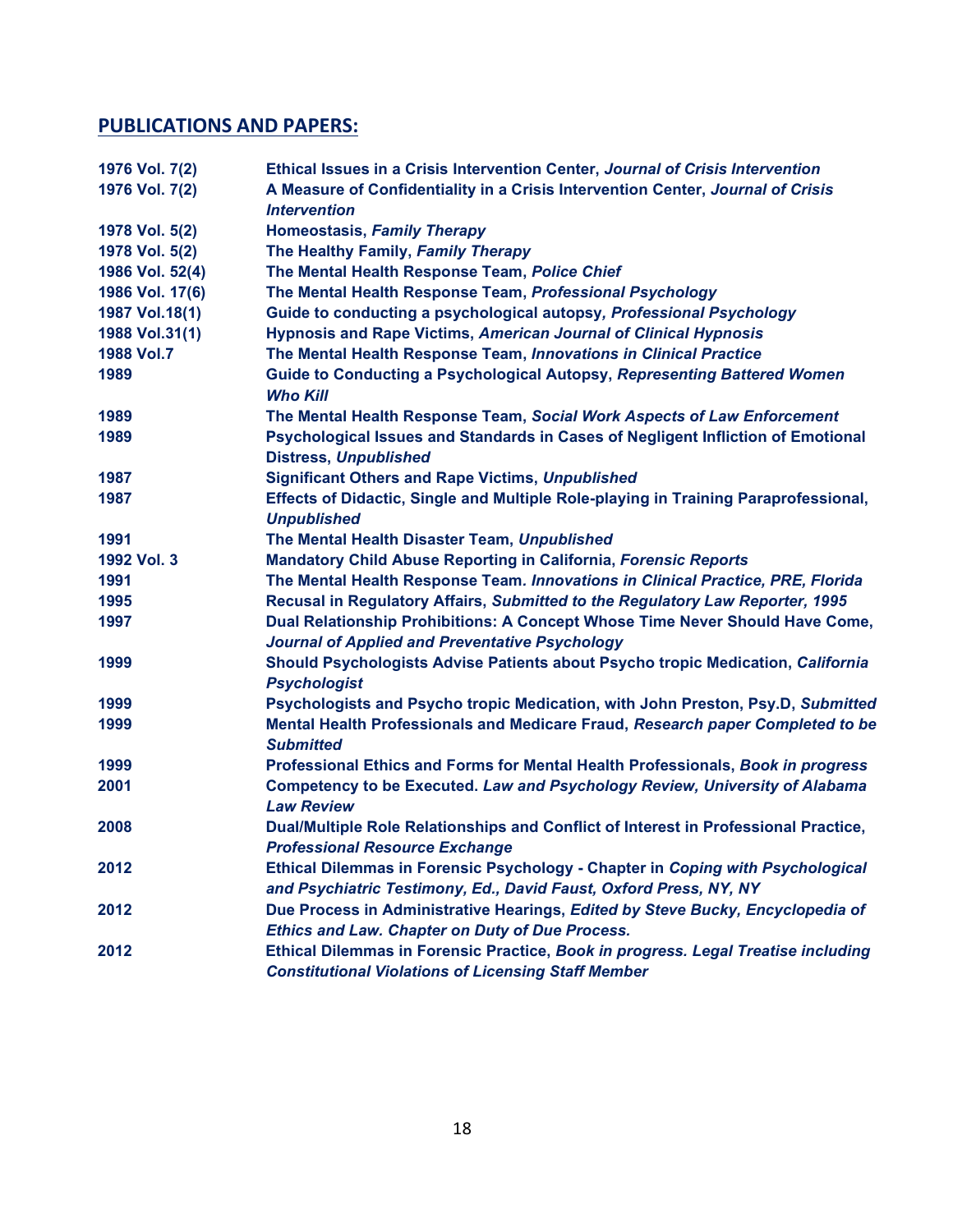## PUBLICATIONS AND PAPERS:

| | |
|---|---|
| **1976 Vol. 7(2)** | **Ethical Issues in a Crisis Intervention Center, *Journal of Crisis Intervention*** |
| **1976 Vol. 7(2)** | **A Measure of Confidentiality in a Crisis Intervention Center, *Journal of Crisis Intervention*** |
| **1978 Vol. 5(2)** | **Homeostasis, *Family Therapy*** |
| **1978 Vol. 5(2)** | **The Healthy Family, *Family Therapy*** |
| **1986 Vol. 52(4)** | **The Mental Health Response Team, *Police Chief*** |
| **1986 Vol. 17(6)** | **The Mental Health Response Team, *Professional Psychology*** |
| **1987 Vol.18(1)** | **Guide to conducting a psychological autopsy*, Professional Psychology*** |
| **1988 Vol.31(1)** | **Hypnosis and Rape Victims, *American Journal of Clinical Hypnosis*** |
| **1988 Vol.7** | **The Mental Health Response Team, *Innovations in Clinical Practice*** |
| **1989** | **Guide to Conducting a Psychological Autopsy, *Representing Battered Women Who Kill*** |
| **1989** | **The Mental Health Response Team, *Social Work Aspects of Law Enforcement*** |
| **1989** | **Psychological Issues and Standards in Cases of Negligent Infliction of Emotional Distress, *Unpublished*** |
| **1987** | **Significant Others and Rape Victims, *Unpublished*** |
| **1987** | **Effects of Didactic, Single and Multiple Role-playing in Training Paraprofessional, *Unpublished*** |
| **1991** | **The Mental Health Disaster Team, *Unpublished*** |
| **1992 Vol. 3** | **Mandatory Child Abuse Reporting in California, *Forensic Reports*** |
| **1991** | **The Mental Health Response Team*. Innovations in Clinical Practice, PRE, Florida*** |
| **1995** | **Recusal in Regulatory Affairs, *Submitted to the Regulatory Law Reporter, 1995*** |
| **1997** | **Dual Relationship Prohibitions: A Concept Whose Time Never Should Have Come, *Journal of Applied and Preventative Psychology*** |
| **1999** | **Should Psychologists Advise Patients about Psycho tropic Medication, *California Psychologist*** |
| **1999** | **Psychologists and Psycho tropic Medication, with John Preston, Psy.D, *Submitted*** |
| **1999** | **Mental Health Professionals and Medicare Fraud, *Research paper Completed to be Submitted*** |
| **1999** | **Professional Ethics and Forms for Mental Health Professionals, *Book in progress*** |
| **2001** | **Competency to be Executed. *Law and Psychology Review, University of Alabama Law Review*** |
| **2008** | **Dual/Multiple Role Relationships and Conflict of Interest in Professional Practice, *Professional Resource Exchange*** |
| **2012** | **Ethical Dilemmas in Forensic Psychology - Chapter in *Coping with Psychological and Psychiatric Testimony, Ed., David Faust, Oxford Press, NY, NY*** |
| **2012** | **Due Process in Administrative Hearings, *Edited by Steve Bucky, Encyclopedia of Ethics and Law. Chapter on Duty of Due Process.*** |
| **2012** | **Ethical Dilemmas in Forensic Practice, *Book in progress. Legal Treatise including Constitutional Violations of Licensing Staff Member*** |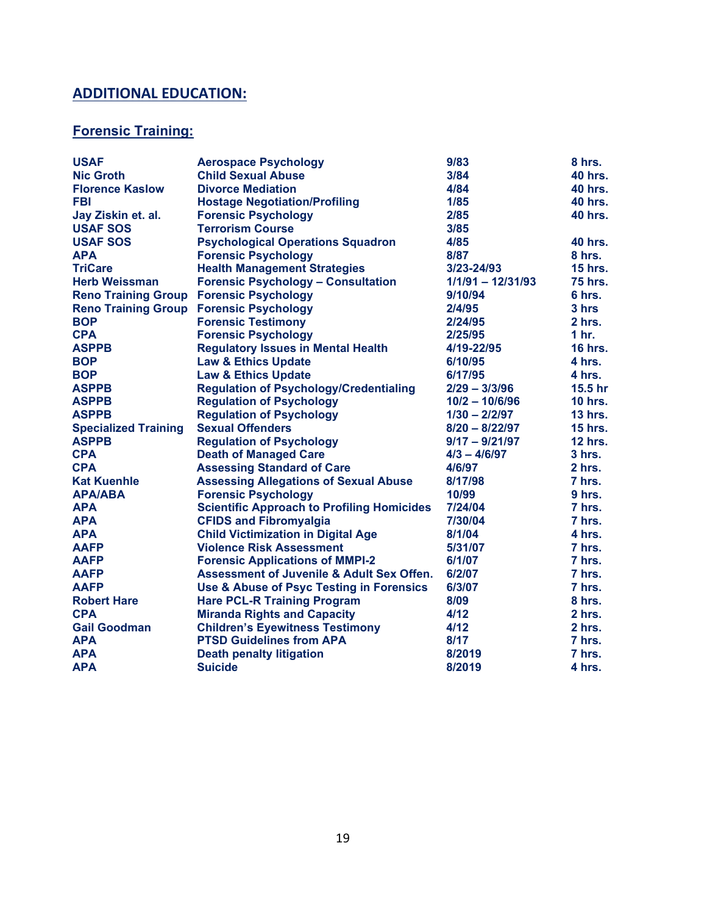## ADDITIONAL EDUCATION:

### Forensic Training:

| | | | |
|---|---|---|---|
| USAF | Aerospace Psychology | 9/83 | 8 hrs. |
| Nic Groth | Child Sexual Abuse | 3/84 | 40 hrs. |
| Florence Kaslow | Divorce Mediation | 4/84 | 40 hrs. |
| FBI | Hostage Negotiation/Profiling | 1/85 | 40 hrs. |
| Jay Ziskin et. al. | Forensic Psychology | 2/85 | 40 hrs. |
| USAF SOS | Terrorism Course | 3/85 | |
| USAF SOS | Psychological Operations Squadron | 4/85 | 40 hrs. |
| APA | Forensic Psychology | 8/87 | 8 hrs. |
| TriCare | Health Management Strategies | 3/23-24/93 | 15 hrs. |
| Herb Weissman | Forensic Psychology – Consultation | 1/1/91 – 12/31/93 | 75 hrs. |
| Reno Training Group | Forensic Psychology | 9/10/94 | 6 hrs. |
| Reno Training Group | Forensic Psychology | 2/4/95 | 3 hrs |
| BOP | Forensic Testimony | 2/24/95 | 2 hrs. |
| CPA | Forensic Psychology | 2/25/95 | 1 hr. |
| ASPPB | Regulatory Issues in Mental Health | 4/19-22/95 | 16 hrs. |
| BOP | Law & Ethics Update | 6/10/95 | 4 hrs. |
| BOP | Law & Ethics Update | 6/17/95 | 4 hrs. |
| ASPPB | Regulation of Psychology/Credentialing | 2/29 – 3/3/96 | 15.5 hr |
| ASPPB | Regulation of Psychology | 10/2 – 10/6/96 | 10 hrs. |
| ASPPB | Regulation of Psychology | 1/30 – 2/2/97 | 13 hrs. |
| Specialized Training | Sexual Offenders | 8/20 – 8/22/97 | 15 hrs. |
| ASPPB | Regulation of Psychology | 9/17 – 9/21/97 | 12 hrs. |
| CPA | Death of Managed Care | 4/3 – 4/6/97 | 3 hrs. |
| CPA | Assessing Standard of Care | 4/6/97 | 2 hrs. |
| Kat Kuenhle | Assessing Allegations of Sexual Abuse | 8/17/98 | 7 hrs. |
| APA/ABA | Forensic Psychology | 10/99 | 9 hrs. |
| APA | Scientific Approach to Profiling Homicides | 7/24/04 | 7 hrs. |
| APA | CFIDS and Fibromyalgia | 7/30/04 | 7 hrs. |
| APA | Child Victimization in Digital Age | 8/1/04 | 4 hrs. |
| AAFP | Violence Risk Assessment | 5/31/07 | 7 hrs. |
| AAFP | Forensic Applications of MMPI-2 | 6/1/07 | 7 hrs. |
| AAFP | Assessment of Juvenile & Adult Sex Offen. | 6/2/07 | 7 hrs. |
| AAFP | Use & Abuse of Psyc Testing in Forensics | 6/3/07 | 7 hrs. |
| Robert Hare | Hare PCL-R Training Program | 8/09 | 8 hrs. |
| CPA | Miranda Rights and Capacity | 4/12 | 2 hrs. |
| Gail Goodman | Children's Eyewitness Testimony | 4/12 | 2 hrs. |
| APA | PTSD Guidelines from APA | 8/17 | 7 hrs. |
| APA | Death penalty litigation | 8/2019 | 7 hrs. |
| APA | Suicide | 8/2019 | 4 hrs. |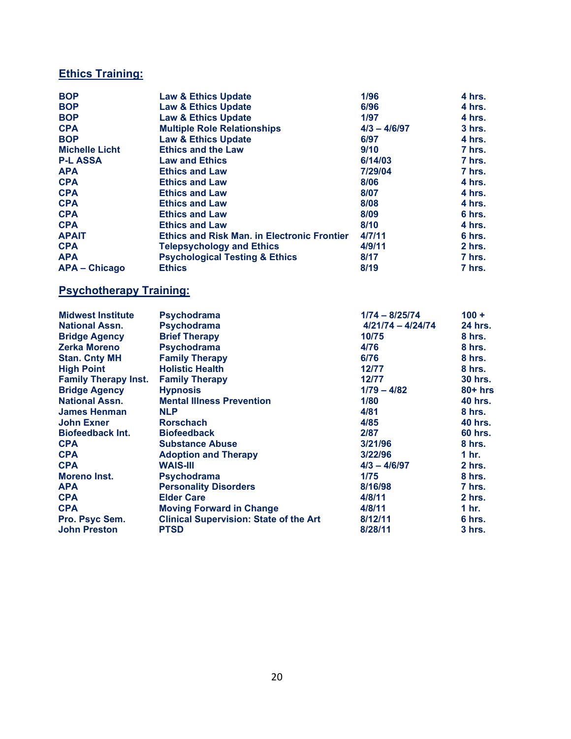## Ethics Training:

| | | | |
|---|---|---|---|
| BOP | Law & Ethics Update | 1/96 | 4 hrs. |
| BOP | Law & Ethics Update | 6/96 | 4 hrs. |
| BOP | Law & Ethics Update | 1/97 | 4 hrs. |
| CPA | Multiple Role Relationships | 4/3 – 4/6/97 | 3 hrs. |
| BOP | Law & Ethics Update | 6/97 | 4 hrs. |
| Michelle Licht | Ethics and the Law | 9/10 | 7 hrs. |
| P-L ASSA | Law and Ethics | 6/14/03 | 7 hrs. |
| APA | Ethics and Law | 7/29/04 | 7 hrs. |
| CPA | Ethics and Law | 8/06 | 4 hrs. |
| CPA | Ethics and Law | 8/07 | 4 hrs. |
| CPA | Ethics and Law | 8/08 | 4 hrs. |
| CPA | Ethics and Law | 8/09 | 6 hrs. |
| CPA | Ethics and Law | 8/10 | 4 hrs. |
| APAIT | Ethics and Risk Man. in Electronic Frontier | 4/7/11 | 6 hrs. |
| CPA | Telepsychology and Ethics | 4/9/11 | 2 hrs. |
| APA | Psychological Testing & Ethics | 8/17 | 7 hrs. |
| APA – Chicago | Ethics | 8/19 | 7 hrs. |

## Psychotherapy Training:

| | | | |
|---|---|---|---|
| Midwest Institute | Psychodrama | 1/74 – 8/25/74 | 100 + |
| National Assn. | Psychodrama | 4/21/74 – 4/24/74 | 24 hrs. |
| Bridge Agency | Brief Therapy | 10/75 | 8 hrs. |
| Zerka Moreno | Psychodrama | 4/76 | 8 hrs. |
| Stan. Cnty MH | Family Therapy | 6/76 | 8 hrs. |
| High Point | Holistic Health | 12/77 | 8 hrs. |
| Family Therapy Inst. | Family Therapy | 12/77 | 30 hrs. |
| Bridge Agency | Hypnosis | 1/79 – 4/82 | 80+ hrs |
| National Assn. | Mental Illness Prevention | 1/80 | 40 hrs. |
| James Henman | NLP | 4/81 | 8 hrs. |
| John Exner | Rorschach | 4/85 | 40 hrs. |
| Biofeedback Int. | Biofeedback | 2/87 | 60 hrs. |
| CPA | Substance Abuse | 3/21/96 | 8 hrs. |
| CPA | Adoption and Therapy | 3/22/96 | 1 hr. |
| CPA | WAIS-III | 4/3 – 4/6/97 | 2 hrs. |
| Moreno Inst. | Psychodrama | 1/75 | 8 hrs. |
| APA | Personality Disorders | 8/16/98 | 7 hrs. |
| CPA | Elder Care | 4/8/11 | 2 hrs. |
| CPA | Moving Forward in Change | 4/8/11 | 1 hr. |
| Pro. Psyc Sem. | Clinical Supervision: State of the Art | 8/12/11 | 6 hrs. |
| John Preston | PTSD | 8/28/11 | 3 hrs. |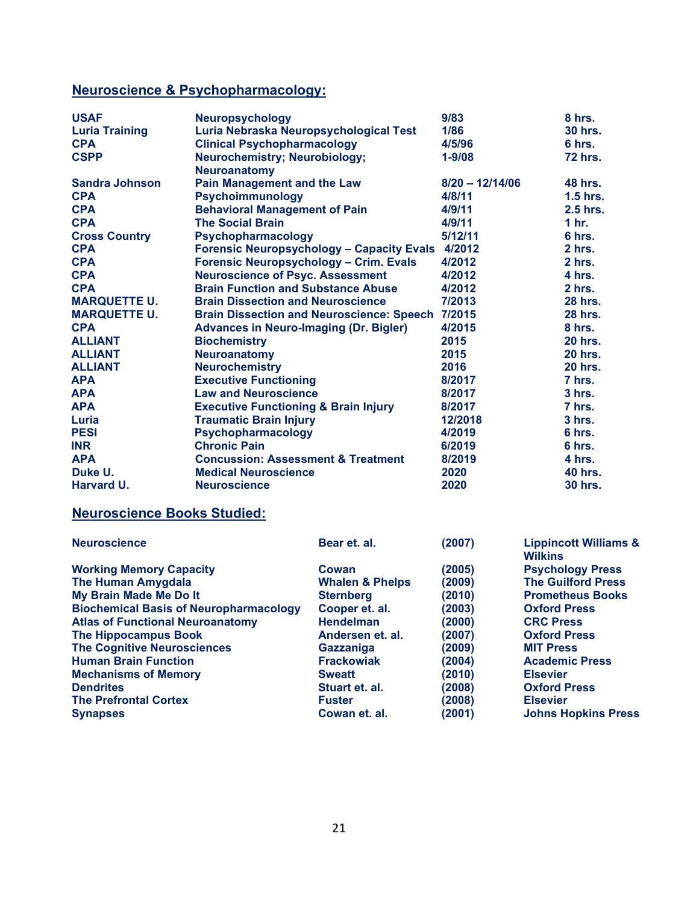## Neuroscience & Psychopharmacology:

| | | | |
|---|---|---|---|
| USAF | Neuropsychology | 9/83 | 8 hrs. |
| Luria Training | Luria Nebraska Neuropsychological Test | 1/86 | 30 hrs. |
| CPA | Clinical Psychopharmacology | 4/5/96 | 6 hrs. |
| CSPP | Neurochemistry; Neurobiology; Neuroanatomy | 1-9/08 | 72 hrs. |
| Sandra Johnson | Pain Management and the Law | 8/20 – 12/14/06 | 48 hrs. |
| CPA | Psychoimmunology | 4/8/11 | 1.5 hrs. |
| CPA | Behavioral Management of Pain | 4/9/11 | 2.5 hrs. |
| CPA | The Social Brain | 4/9/11 | 1 hr. |
| Cross Country | Psychopharmacology | 5/12/11 | 6 hrs. |
| CPA | Forensic Neuropsychology – Capacity Evals | 4/2012 | 2 hrs. |
| CPA | Forensic Neuropsychology – Crim. Evals | 4/2012 | 2 hrs. |
| CPA | Neuroscience of Psyc. Assessment | 4/2012 | 4 hrs. |
| CPA | Brain Function and Substance Abuse | 4/2012 | 2 hrs. |
| MARQUETTE U. | Brain Dissection and Neuroscience | 7/2013 | 28 hrs. |
| MARQUETTE U. | Brain Dissection and Neuroscience: Speech | 7/2015 | 28 hrs. |
| CPA | Advances in Neuro-Imaging (Dr. Bigler) | 4/2015 | 8 hrs. |
| ALLIANT | Biochemistry | 2015 | 20 hrs. |
| ALLIANT | Neuroanatomy | 2015 | 20 hrs. |
| ALLIANT | Neurochemistry | 2016 | 20 hrs. |
| APA | Executive Functioning | 8/2017 | 7 hrs. |
| APA | Law and Neuroscience | 8/2017 | 3 hrs. |
| APA | Executive Functioning & Brain Injury | 8/2017 | 7 hrs. |
| Luria | Traumatic Brain Injury | 12/2018 | 3 hrs. |
| PESI | Psychopharmacology | 4/2019 | 6 hrs. |
| INR | Chronic Pain | 6/2019 | 6 hrs. |
| APA | Concussion: Assessment & Treatment | 8/2019 | 4 hrs. |
| Duke U. | Medical Neuroscience | 2020 | 40 hrs. |
| Harvard U. | Neuroscience | 2020 | 30 hrs. |

## Neuroscience Books Studied:

| | | | |
|---|---|---|---|
| Neuroscience | Bear et. al. | (2007) | Lippincott Williams & Wilkins |
| Working Memory Capacity | Cowan | (2005) | Psychology Press |
| The Human Amygdala | Whalen & Phelps | (2009) | The Guilford Press |
| My Brain Made Me Do It | Sternberg | (2010) | Prometheus Books |
| Biochemical Basis of Neuropharmacology | Cooper et. al. | (2003) | Oxford Press |
| Atlas of Functional Neuroanatomy | Hendelman | (2000) | CRC Press |
| The Hippocampus Book | Andersen et. al. | (2007) | Oxford Press |
| The Cognitive Neurosciences | Gazzaniga | (2009) | MIT Press |
| Human Brain Function | Frackowiak | (2004) | Academic Press |
| Mechanisms of Memory | Sweatt | (2010) | Elsevier |
| Dendrites | Stuart et. al. | (2008) | Oxford Press |
| The Prefrontal Cortex | Fuster | (2008) | Elsevier |
| Synapses | Cowan et. al. | (2001) | Johns Hopkins Press |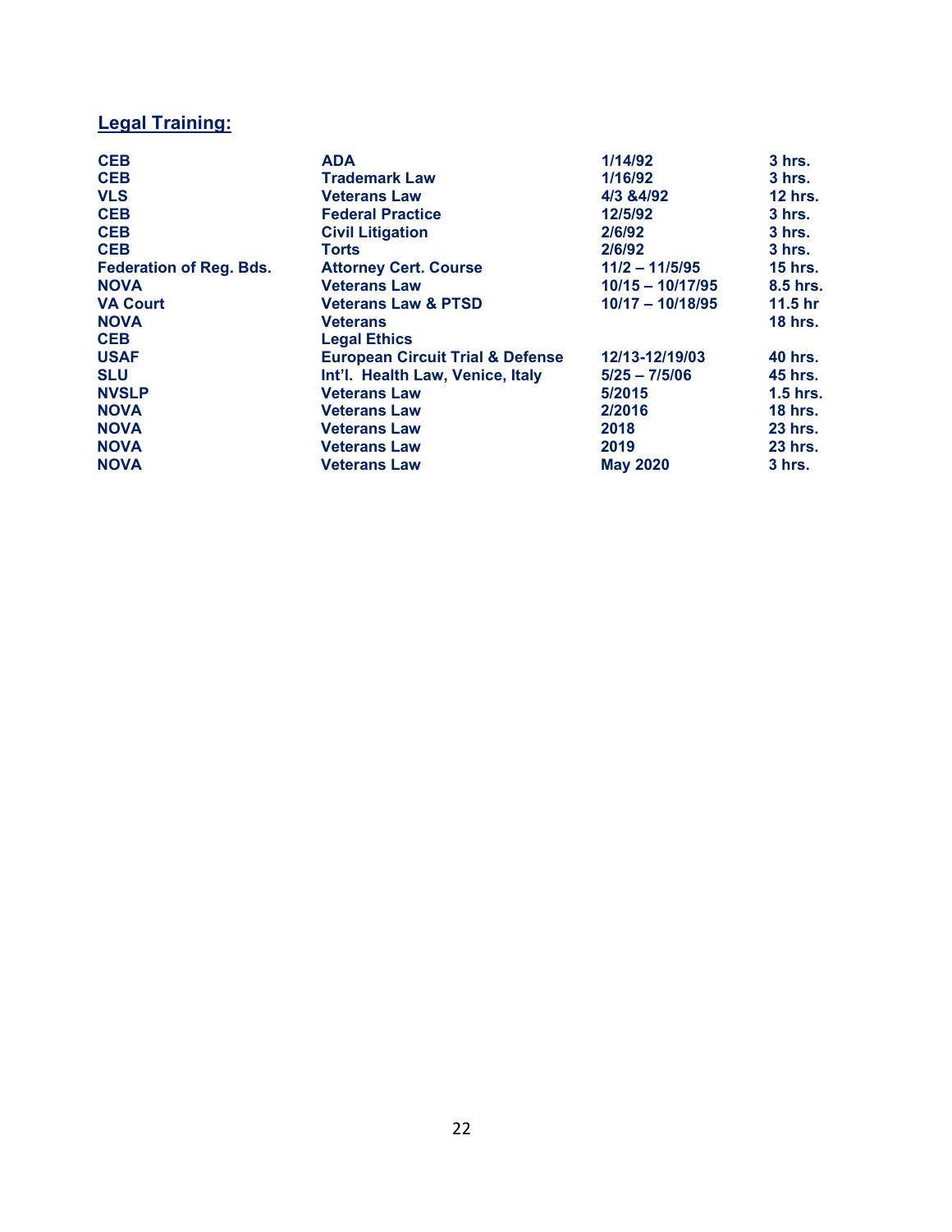## Legal Training:

| | | | |
|---|---|---|---|
| **CEB** | **ADA** | **1/14/92** | **3 hrs.** |
| **CEB** | **Trademark Law** | **1/16/92** | **3 hrs.** |
| **VLS** | **Veterans Law** | **4/3 &4/92** | **12 hrs.** |
| **CEB** | **Federal Practice** | **12/5/92** | **3 hrs.** |
| **CEB** | **Civil Litigation** | **2/6/92** | **3 hrs.** |
| **CEB** | **Torts** | **2/6/92** | **3 hrs.** |
| **Federation of Reg. Bds.** | **Attorney Cert. Course** | **11/2 – 11/5/95** | **15 hrs.** |
| **NOVA** | **Veterans Law** | **10/15 – 10/17/95** | **8.5 hrs.** |
| **VA Court** | **Veterans Law & PTSD** | **10/17 – 10/18/95** | **11.5 hr** |
| **NOVA** | **Veterans** | | **18 hrs.** |
| **CEB** | **Legal Ethics** | | |
| **USAF** | **European Circuit Trial & Defense** | **12/13-12/19/03** | **40 hrs.** |
| **SLU** | **Int'l. Health Law, Venice, Italy** | **5/25 – 7/5/06** | **45 hrs.** |
| **NVSLP** | **Veterans Law** | **5/2015** | **1.5 hrs.** |
| **NOVA** | **Veterans Law** | **2/2016** | **18 hrs.** |
| **NOVA** | **Veterans Law** | **2018** | **23 hrs.** |
| **NOVA** | **Veterans Law** | **2019** | **23 hrs.** |
| **NOVA** | **Veterans Law** | **May 2020** | **3 hrs.** |